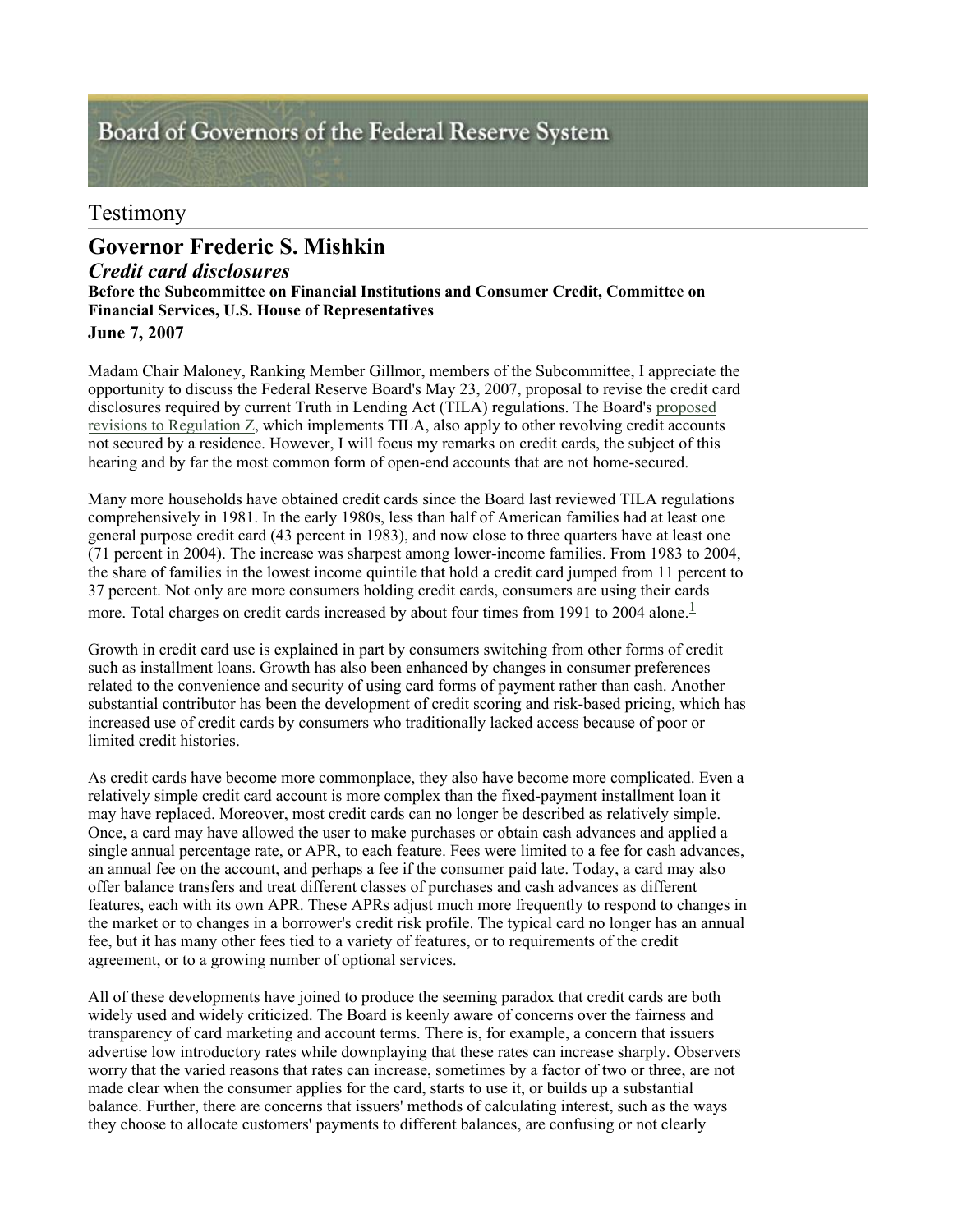Board of Governors of the Federal Reserve System

# Testimony

## Governor Frederic S. Mishkin

### *Credit card disclosures*

**Before the Subcommittee on Financial Institutions and Consumer Credit, Committee on Financial Services, U.S. House of Representatives**

**June 7, 2007**

Madam Chair Maloney, Ranking Member Gillmor, members of the Subcommittee, I appreciate the opportunity to discuss the Federal Reserve Board's May 23, 2007, proposal to revise the credit card disclosures required by current Truth in Lending Act (TILA) regulations. The Board's proposed revisions to Regulation Z, which implements TILA, also apply to other revolving credit accounts not secured by a residence. However, I will focus my remarks on credit cards, the subject of this hearing and by far the most common form of open-end accounts that are not home-secured.

Many more households have obtained credit cards since the Board last reviewed TILA regulations comprehensively in 1981. In the early 1980s, less than half of American families had at least one general purpose credit card (43 percent in 1983), and now close to three quarters have at least one (71 percent in 2004). The increase was sharpest among lower-income families. From 1983 to 2004, the share of families in the lowest income quintile that hold a credit card jumped from 11 percent to 37 percent. Not only are more consumers holding credit cards, consumers are using their cards more. Total charges on credit cards increased by about four times from 1991 to 2004 alone.[1]

Growth in credit card use is explained in part by consumers switching from other forms of credit such as installment loans. Growth has also been enhanced by changes in consumer preferences related to the convenience and security of using card forms of payment rather than cash. Another substantial contributor has been the development of credit scoring and risk-based pricing, which has increased use of credit cards by consumers who traditionally lacked access because of poor or limited credit histories.

As credit cards have become more commonplace, they also have become more complicated. Even a relatively simple credit card account is more complex than the fixed-payment installment loan it may have replaced. Moreover, most credit cards can no longer be described as relatively simple. Once, a card may have allowed the user to make purchases or obtain cash advances and applied a single annual percentage rate, or APR, to each feature. Fees were limited to a fee for cash advances, an annual fee on the account, and perhaps a fee if the consumer paid late. Today, a card may also offer balance transfers and treat different classes of purchases and cash advances as different features, each with its own APR. These APRs adjust much more frequently to respond to changes in the market or to changes in a borrower's credit risk profile. The typical card no longer has an annual fee, but it has many other fees tied to a variety of features, or to requirements of the credit agreement, or to a growing number of optional services.

All of these developments have joined to produce the seeming paradox that credit cards are both widely used and widely criticized. The Board is keenly aware of concerns over the fairness and transparency of card marketing and account terms. There is, for example, a concern that issuers advertise low introductory rates while downplaying that these rates can increase sharply. Observers worry that the varied reasons that rates can increase, sometimes by a factor of two or three, are not made clear when the consumer applies for the card, starts to use it, or builds up a substantial balance. Further, there are concerns that issuers' methods of calculating interest, such as the ways they choose to allocate customers' payments to different balances, are confusing or not clearly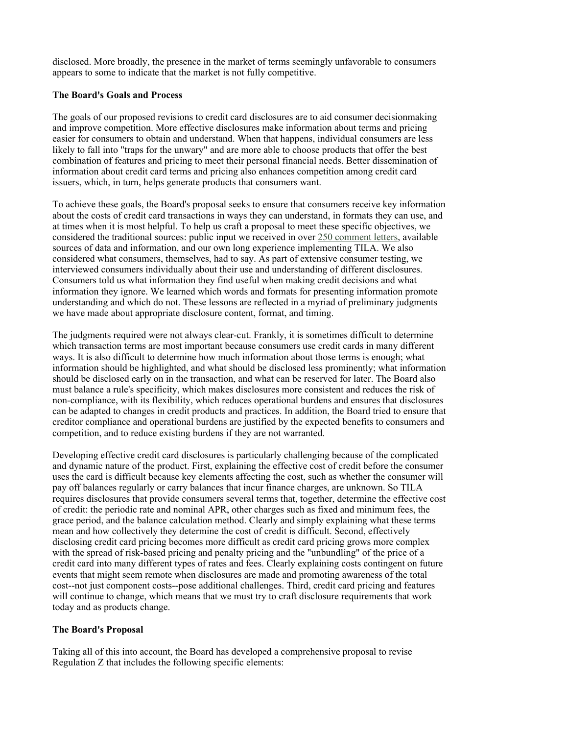disclosed. More broadly, the presence in the market of terms seemingly unfavorable to consumers appears to some to indicate that the market is not fully competitive.

**The Board's Goals and Process**

The goals of our proposed revisions to credit card disclosures are to aid consumer decisionmaking and improve competition. More effective disclosures make information about terms and pricing easier for consumers to obtain and understand. When that happens, individual consumers are less likely to fall into "traps for the unwary" and are more able to choose products that offer the best combination of features and pricing to meet their personal financial needs. Better dissemination of information about credit card terms and pricing also enhances competition among credit card issuers, which, in turn, helps generate products that consumers want.

To achieve these goals, the Board's proposal seeks to ensure that consumers receive key information about the costs of credit card transactions in ways they can understand, in formats they can use, and at times when it is most helpful. To help us craft a proposal to meet these specific objectives, we considered the traditional sources: public input we received in over 250 comment letters, available sources of data and information, and our own long experience implementing TILA. We also considered what consumers, themselves, had to say. As part of extensive consumer testing, we interviewed consumers individually about their use and understanding of different disclosures. Consumers told us what information they find useful when making credit decisions and what information they ignore. We learned which words and formats for presenting information promote understanding and which do not. These lessons are reflected in a myriad of preliminary judgments we have made about appropriate disclosure content, format, and timing.

The judgments required were not always clear-cut. Frankly, it is sometimes difficult to determine which transaction terms are most important because consumers use credit cards in many different ways. It is also difficult to determine how much information about those terms is enough; what information should be highlighted, and what should be disclosed less prominently; what information should be disclosed early on in the transaction, and what can be reserved for later. The Board also must balance a rule's specificity, which makes disclosures more consistent and reduces the risk of non-compliance, with its flexibility, which reduces operational burdens and ensures that disclosures can be adapted to changes in credit products and practices. In addition, the Board tried to ensure that creditor compliance and operational burdens are justified by the expected benefits to consumers and competition, and to reduce existing burdens if they are not warranted.

Developing effective credit card disclosures is particularly challenging because of the complicated and dynamic nature of the product. First, explaining the effective cost of credit before the consumer uses the card is difficult because key elements affecting the cost, such as whether the consumer will pay off balances regularly or carry balances that incur finance charges, are unknown. So TILA requires disclosures that provide consumers several terms that, together, determine the effective cost of credit: the periodic rate and nominal APR, other charges such as fixed and minimum fees, the grace period, and the balance calculation method. Clearly and simply explaining what these terms mean and how collectively they determine the cost of credit is difficult. Second, effectively disclosing credit card pricing becomes more difficult as credit card pricing grows more complex with the spread of risk-based pricing and penalty pricing and the "unbundling" of the price of a credit card into many different types of rates and fees. Clearly explaining costs contingent on future events that might seem remote when disclosures are made and promoting awareness of the total cost--not just component costs--pose additional challenges. Third, credit card pricing and features will continue to change, which means that we must try to craft disclosure requirements that work today and as products change.

**The Board's Proposal**

Taking all of this into account, the Board has developed a comprehensive proposal to revise Regulation Z that includes the following specific elements: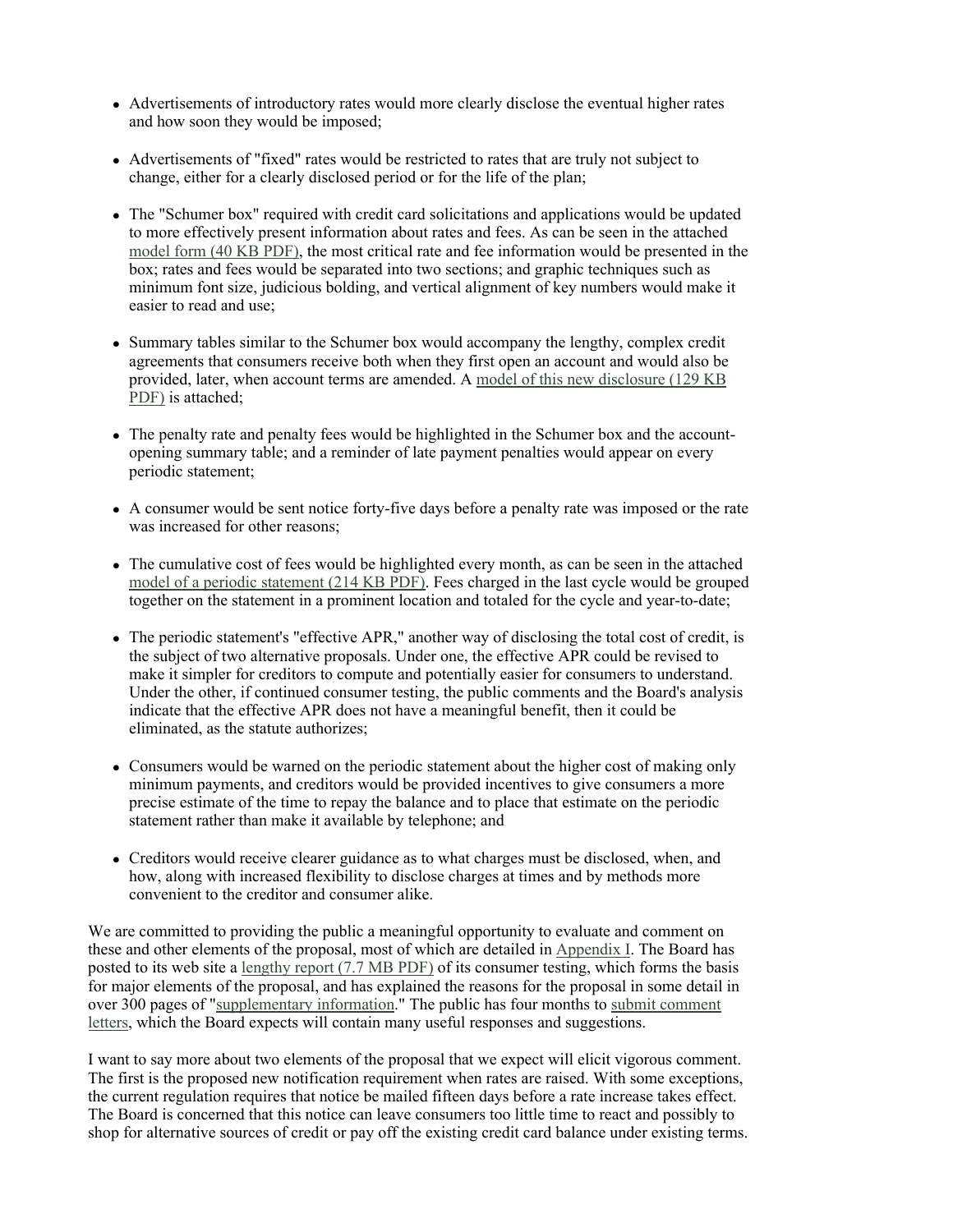- Advertisements of introductory rates would more clearly disclose the eventual higher rates and how soon they would be imposed;
- Advertisements of "fixed" rates would be restricted to rates that are truly not subject to change, either for a clearly disclosed period or for the life of the plan;
- The "Schumer box" required with credit card solicitations and applications would be updated to more effectively present information about rates and fees. As can be seen in the attached model form (40 KB PDF), the most critical rate and fee information would be presented in the box; rates and fees would be separated into two sections; and graphic techniques such as minimum font size, judicious bolding, and vertical alignment of key numbers would make it easier to read and use;
- Summary tables similar to the Schumer box would accompany the lengthy, complex credit agreements that consumers receive both when they first open an account and would also be provided, later, when account terms are amended. A model of this new disclosure (129 KB PDF) is attached;
- The penalty rate and penalty fees would be highlighted in the Schumer box and the account-opening summary table; and a reminder of late payment penalties would appear on every periodic statement;
- A consumer would be sent notice forty-five days before a penalty rate was imposed or the rate was increased for other reasons;
- The cumulative cost of fees would be highlighted every month, as can be seen in the attached model of a periodic statement (214 KB PDF). Fees charged in the last cycle would be grouped together on the statement in a prominent location and totaled for the cycle and year-to-date;
- The periodic statement's "effective APR," another way of disclosing the total cost of credit, is the subject of two alternative proposals. Under one, the effective APR could be revised to make it simpler for creditors to compute and potentially easier for consumers to understand. Under the other, if continued consumer testing, the public comments and the Board's analysis indicate that the effective APR does not have a meaningful benefit, then it could be eliminated, as the statute authorizes;
- Consumers would be warned on the periodic statement about the higher cost of making only minimum payments, and creditors would be provided incentives to give consumers a more precise estimate of the time to repay the balance and to place that estimate on the periodic statement rather than make it available by telephone; and
- Creditors would receive clearer guidance as to what charges must be disclosed, when, and how, along with increased flexibility to disclose charges at times and by methods more convenient to the creditor and consumer alike.

We are committed to providing the public a meaningful opportunity to evaluate and comment on these and other elements of the proposal, most of which are detailed in Appendix I. The Board has posted to its web site a lengthy report (7.7 MB PDF) of its consumer testing, which forms the basis for major elements of the proposal, and has explained the reasons for the proposal in some detail in over 300 pages of "supplementary information." The public has four months to submit comment letters, which the Board expects will contain many useful responses and suggestions.

I want to say more about two elements of the proposal that we expect will elicit vigorous comment. The first is the proposed new notification requirement when rates are raised. With some exceptions, the current regulation requires that notice be mailed fifteen days before a rate increase takes effect. The Board is concerned that this notice can leave consumers too little time to react and possibly to shop for alternative sources of credit or pay off the existing credit card balance under existing terms.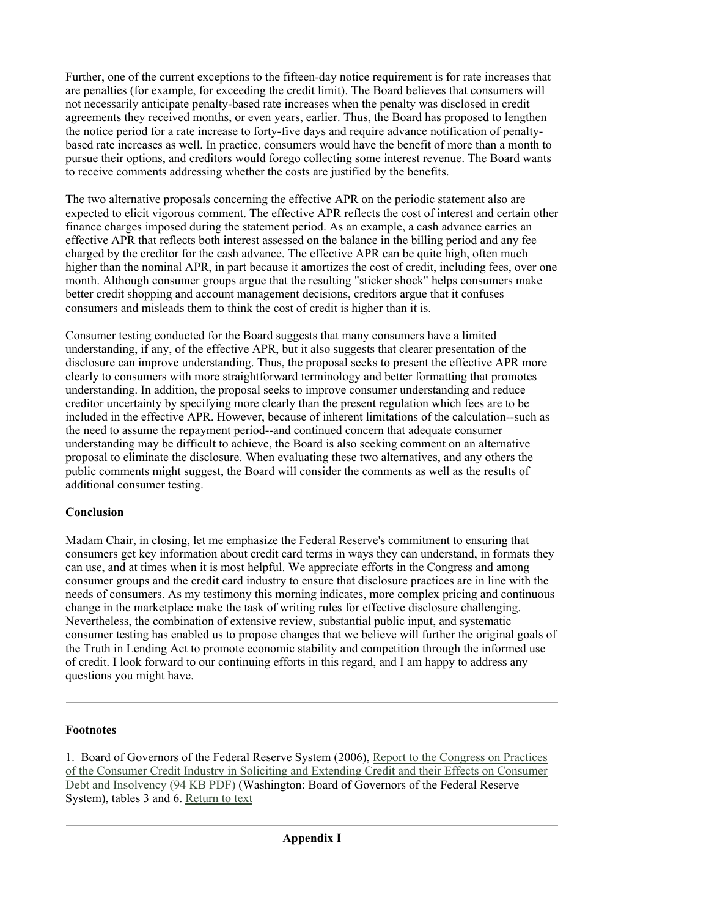Further, one of the current exceptions to the fifteen-day notice requirement is for rate increases that are penalties (for example, for exceeding the credit limit). The Board believes that consumers will not necessarily anticipate penalty-based rate increases when the penalty was disclosed in credit agreements they received months, or even years, earlier. Thus, the Board has proposed to lengthen the notice period for a rate increase to forty-five days and require advance notification of penalty-based rate increases as well. In practice, consumers would have the benefit of more than a month to pursue their options, and creditors would forego collecting some interest revenue. The Board wants to receive comments addressing whether the costs are justified by the benefits.

The two alternative proposals concerning the effective APR on the periodic statement also are expected to elicit vigorous comment. The effective APR reflects the cost of interest and certain other finance charges imposed during the statement period. As an example, a cash advance carries an effective APR that reflects both interest assessed on the balance in the billing period and any fee charged by the creditor for the cash advance. The effective APR can be quite high, often much higher than the nominal APR, in part because it amortizes the cost of credit, including fees, over one month. Although consumer groups argue that the resulting "sticker shock" helps consumers make better credit shopping and account management decisions, creditors argue that it confuses consumers and misleads them to think the cost of credit is higher than it is.

Consumer testing conducted for the Board suggests that many consumers have a limited understanding, if any, of the effective APR, but it also suggests that clearer presentation of the disclosure can improve understanding. Thus, the proposal seeks to present the effective APR more clearly to consumers with more straightforward terminology and better formatting that promotes understanding. In addition, the proposal seeks to improve consumer understanding and reduce creditor uncertainty by specifying more clearly than the present regulation which fees are to be included in the effective APR. However, because of inherent limitations of the calculation--such as the need to assume the repayment period--and continued concern that adequate consumer understanding may be difficult to achieve, the Board is also seeking comment on an alternative proposal to eliminate the disclosure. When evaluating these two alternatives, and any others the public comments might suggest, the Board will consider the comments as well as the results of additional consumer testing.

**Conclusion**

Madam Chair, in closing, let me emphasize the Federal Reserve's commitment to ensuring that consumers get key information about credit card terms in ways they can understand, in formats they can use, and at times when it is most helpful. We appreciate efforts in the Congress and among consumer groups and the credit card industry to ensure that disclosure practices are in line with the needs of consumers. As my testimony this morning indicates, more complex pricing and continuous change in the marketplace make the task of writing rules for effective disclosure challenging. Nevertheless, the combination of extensive review, substantial public input, and systematic consumer testing has enabled us to propose changes that we believe will further the original goals of the Truth in Lending Act to promote economic stability and competition through the informed use of credit. I look forward to our continuing efforts in this regard, and I am happy to address any questions you might have.

---

**Footnotes**

1. Board of Governors of the Federal Reserve System (2006), Report to the Congress on Practices of the Consumer Credit Industry in Soliciting and Extending Credit and their Effects on Consumer Debt and Insolvency (94 KB PDF) (Washington: Board of Governors of the Federal Reserve System), tables 3 and 6. Return to text

---

**Appendix I**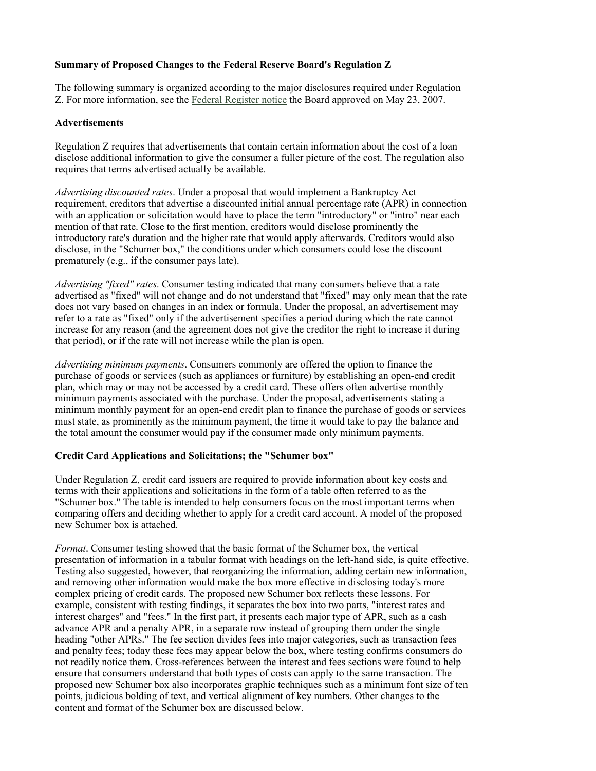**Summary of Proposed Changes to the Federal Reserve Board's Regulation Z**

The following summary is organized according to the major disclosures required under Regulation Z. For more information, see the Federal Register notice the Board approved on May 23, 2007.

**Advertisements**

Regulation Z requires that advertisements that contain certain information about the cost of a loan disclose additional information to give the consumer a fuller picture of the cost. The regulation also requires that terms advertised actually be available.

*Advertising discounted rates*. Under a proposal that would implement a Bankruptcy Act requirement, creditors that advertise a discounted initial annual percentage rate (APR) in connection with an application or solicitation would have to place the term "introductory" or "intro" near each mention of that rate. Close to the first mention, creditors would disclose prominently the introductory rate's duration and the higher rate that would apply afterwards. Creditors would also disclose, in the "Schumer box," the conditions under which consumers could lose the discount prematurely (e.g., if the consumer pays late).

*Advertising "fixed" rates*. Consumer testing indicated that many consumers believe that a rate advertised as "fixed" will not change and do not understand that "fixed" may only mean that the rate does not vary based on changes in an index or formula. Under the proposal, an advertisement may refer to a rate as "fixed" only if the advertisement specifies a period during which the rate cannot increase for any reason (and the agreement does not give the creditor the right to increase it during that period), or if the rate will not increase while the plan is open.

*Advertising minimum payments*. Consumers commonly are offered the option to finance the purchase of goods or services (such as appliances or furniture) by establishing an open-end credit plan, which may or may not be accessed by a credit card. These offers often advertise monthly minimum payments associated with the purchase. Under the proposal, advertisements stating a minimum monthly payment for an open-end credit plan to finance the purchase of goods or services must state, as prominently as the minimum payment, the time it would take to pay the balance and the total amount the consumer would pay if the consumer made only minimum payments.

**Credit Card Applications and Solicitations; the "Schumer box"**

Under Regulation Z, credit card issuers are required to provide information about key costs and terms with their applications and solicitations in the form of a table often referred to as the "Schumer box." The table is intended to help consumers focus on the most important terms when comparing offers and deciding whether to apply for a credit card account. A model of the proposed new Schumer box is attached.

*Format*. Consumer testing showed that the basic format of the Schumer box, the vertical presentation of information in a tabular format with headings on the left-hand side, is quite effective. Testing also suggested, however, that reorganizing the information, adding certain new information, and removing other information would make the box more effective in disclosing today's more complex pricing of credit cards. The proposed new Schumer box reflects these lessons. For example, consistent with testing findings, it separates the box into two parts, "interest rates and interest charges" and "fees." In the first part, it presents each major type of APR, such as a cash advance APR and a penalty APR, in a separate row instead of grouping them under the single heading "other APRs." The fee section divides fees into major categories, such as transaction fees and penalty fees; today these fees may appear below the box, where testing confirms consumers do not readily notice them. Cross-references between the interest and fees sections were found to help ensure that consumers understand that both types of costs can apply to the same transaction. The proposed new Schumer box also incorporates graphic techniques such as a minimum font size of ten points, judicious bolding of text, and vertical alignment of key numbers. Other changes to the content and format of the Schumer box are discussed below.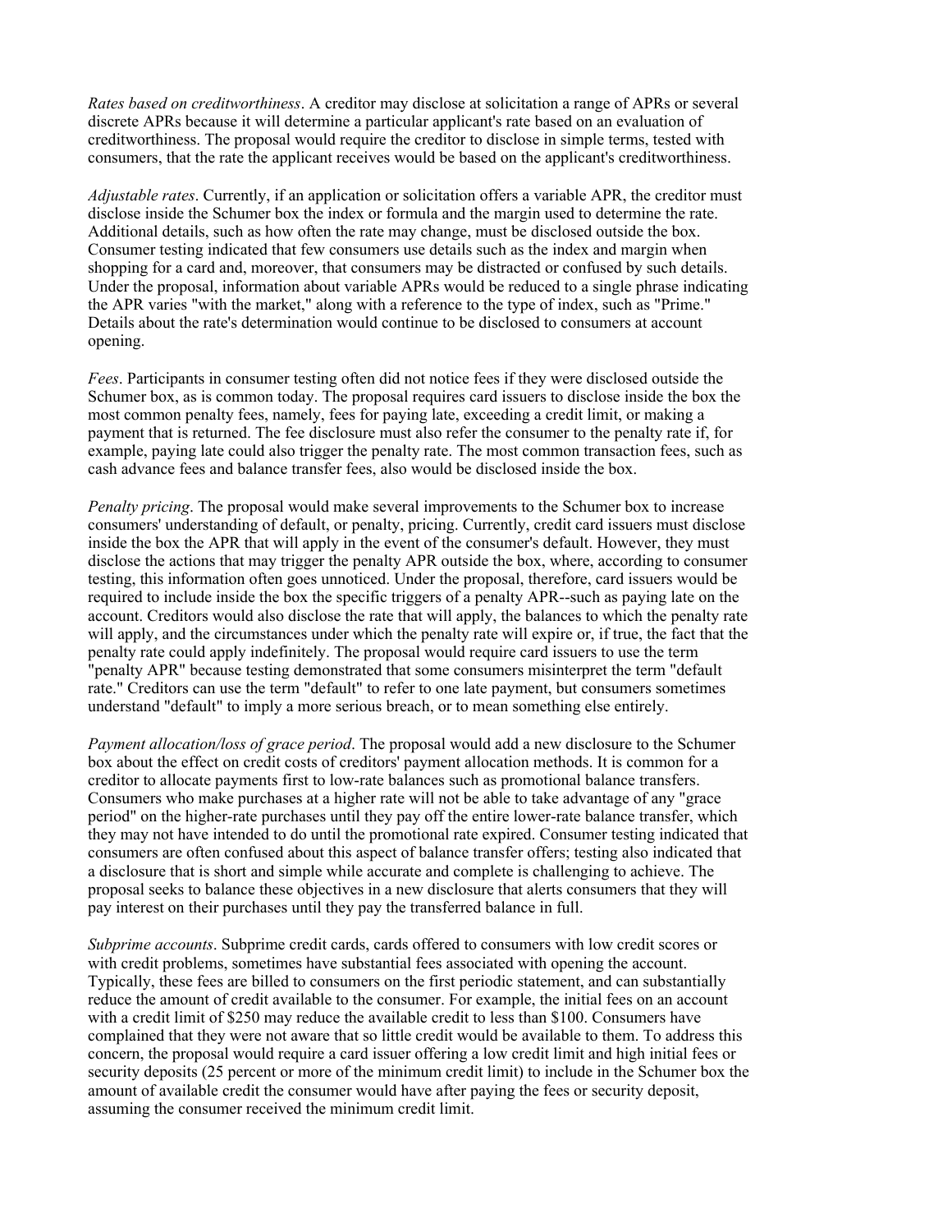*Rates based on creditworthiness*. A creditor may disclose at solicitation a range of APRs or several discrete APRs because it will determine a particular applicant's rate based on an evaluation of creditworthiness. The proposal would require the creditor to disclose in simple terms, tested with consumers, that the rate the applicant receives would be based on the applicant's creditworthiness.

*Adjustable rates*. Currently, if an application or solicitation offers a variable APR, the creditor must disclose inside the Schumer box the index or formula and the margin used to determine the rate. Additional details, such as how often the rate may change, must be disclosed outside the box. Consumer testing indicated that few consumers use details such as the index and margin when shopping for a card and, moreover, that consumers may be distracted or confused by such details. Under the proposal, information about variable APRs would be reduced to a single phrase indicating the APR varies "with the market," along with a reference to the type of index, such as "Prime." Details about the rate's determination would continue to be disclosed to consumers at account opening.

*Fees*. Participants in consumer testing often did not notice fees if they were disclosed outside the Schumer box, as is common today. The proposal requires card issuers to disclose inside the box the most common penalty fees, namely, fees for paying late, exceeding a credit limit, or making a payment that is returned. The fee disclosure must also refer the consumer to the penalty rate if, for example, paying late could also trigger the penalty rate. The most common transaction fees, such as cash advance fees and balance transfer fees, also would be disclosed inside the box.

*Penalty pricing*. The proposal would make several improvements to the Schumer box to increase consumers' understanding of default, or penalty, pricing. Currently, credit card issuers must disclose inside the box the APR that will apply in the event of the consumer's default. However, they must disclose the actions that may trigger the penalty APR outside the box, where, according to consumer testing, this information often goes unnoticed. Under the proposal, therefore, card issuers would be required to include inside the box the specific triggers of a penalty APR--such as paying late on the account. Creditors would also disclose the rate that will apply, the balances to which the penalty rate will apply, and the circumstances under which the penalty rate will expire or, if true, the fact that the penalty rate could apply indefinitely. The proposal would require card issuers to use the term "penalty APR" because testing demonstrated that some consumers misinterpret the term "default rate." Creditors can use the term "default" to refer to one late payment, but consumers sometimes understand "default" to imply a more serious breach, or to mean something else entirely.

*Payment allocation/loss of grace period*. The proposal would add a new disclosure to the Schumer box about the effect on credit costs of creditors' payment allocation methods. It is common for a creditor to allocate payments first to low-rate balances such as promotional balance transfers. Consumers who make purchases at a higher rate will not be able to take advantage of any "grace period" on the higher-rate purchases until they pay off the entire lower-rate balance transfer, which they may not have intended to do until the promotional rate expired. Consumer testing indicated that consumers are often confused about this aspect of balance transfer offers; testing also indicated that a disclosure that is short and simple while accurate and complete is challenging to achieve. The proposal seeks to balance these objectives in a new disclosure that alerts consumers that they will pay interest on their purchases until they pay the transferred balance in full.

*Subprime accounts*. Subprime credit cards, cards offered to consumers with low credit scores or with credit problems, sometimes have substantial fees associated with opening the account. Typically, these fees are billed to consumers on the first periodic statement, and can substantially reduce the amount of credit available to the consumer. For example, the initial fees on an account with a credit limit of $250 may reduce the available credit to less than $100. Consumers have complained that they were not aware that so little credit would be available to them. To address this concern, the proposal would require a card issuer offering a low credit limit and high initial fees or security deposits (25 percent or more of the minimum credit limit) to include in the Schumer box the amount of available credit the consumer would have after paying the fees or security deposit, assuming the consumer received the minimum credit limit.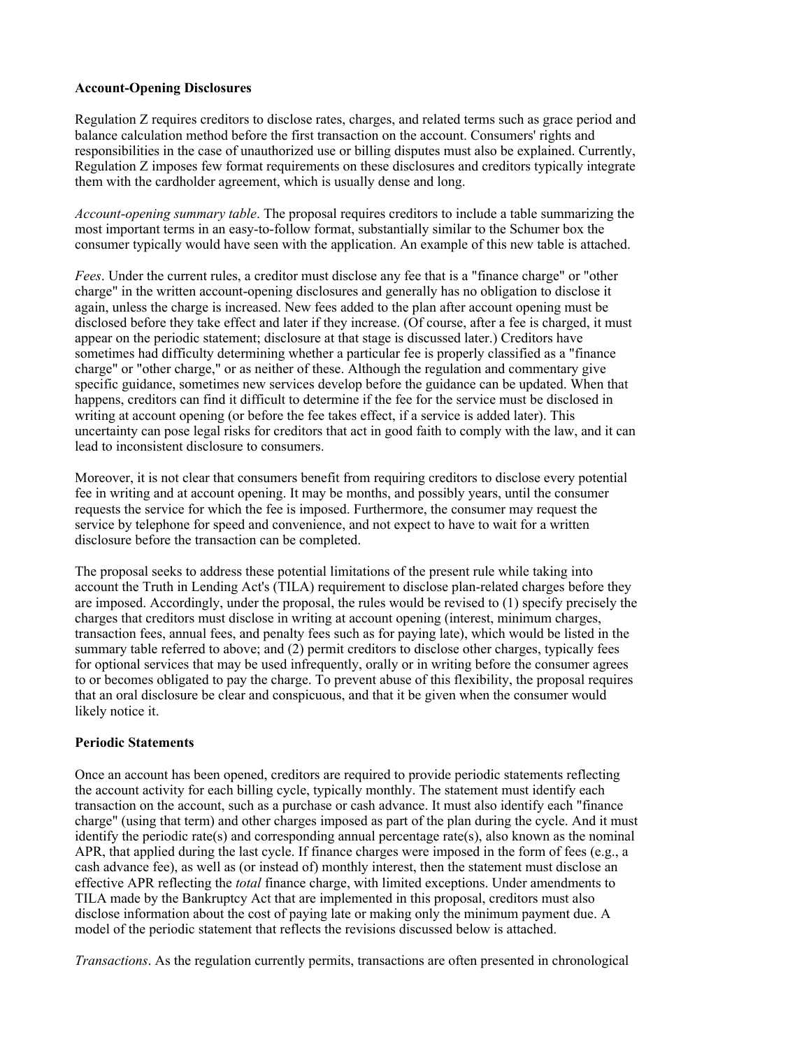**Account-Opening Disclosures**

Regulation Z requires creditors to disclose rates, charges, and related terms such as grace period and balance calculation method before the first transaction on the account. Consumers' rights and responsibilities in the case of unauthorized use or billing disputes must also be explained. Currently, Regulation Z imposes few format requirements on these disclosures and creditors typically integrate them with the cardholder agreement, which is usually dense and long.

*Account-opening summary table*. The proposal requires creditors to include a table summarizing the most important terms in an easy-to-follow format, substantially similar to the Schumer box the consumer typically would have seen with the application. An example of this new table is attached.

*Fees*. Under the current rules, a creditor must disclose any fee that is a "finance charge" or "other charge" in the written account-opening disclosures and generally has no obligation to disclose it again, unless the charge is increased. New fees added to the plan after account opening must be disclosed before they take effect and later if they increase. (Of course, after a fee is charged, it must appear on the periodic statement; disclosure at that stage is discussed later.) Creditors have sometimes had difficulty determining whether a particular fee is properly classified as a "finance charge" or "other charge," or as neither of these. Although the regulation and commentary give specific guidance, sometimes new services develop before the guidance can be updated. When that happens, creditors can find it difficult to determine if the fee for the service must be disclosed in writing at account opening (or before the fee takes effect, if a service is added later). This uncertainty can pose legal risks for creditors that act in good faith to comply with the law, and it can lead to inconsistent disclosure to consumers.

Moreover, it is not clear that consumers benefit from requiring creditors to disclose every potential fee in writing and at account opening. It may be months, and possibly years, until the consumer requests the service for which the fee is imposed. Furthermore, the consumer may request the service by telephone for speed and convenience, and not expect to have to wait for a written disclosure before the transaction can be completed.

The proposal seeks to address these potential limitations of the present rule while taking into account the Truth in Lending Act's (TILA) requirement to disclose plan-related charges before they are imposed. Accordingly, under the proposal, the rules would be revised to (1) specify precisely the charges that creditors must disclose in writing at account opening (interest, minimum charges, transaction fees, annual fees, and penalty fees such as for paying late), which would be listed in the summary table referred to above; and (2) permit creditors to disclose other charges, typically fees for optional services that may be used infrequently, orally or in writing before the consumer agrees to or becomes obligated to pay the charge. To prevent abuse of this flexibility, the proposal requires that an oral disclosure be clear and conspicuous, and that it be given when the consumer would likely notice it.

**Periodic Statements**

Once an account has been opened, creditors are required to provide periodic statements reflecting the account activity for each billing cycle, typically monthly. The statement must identify each transaction on the account, such as a purchase or cash advance. It must also identify each "finance charge" (using that term) and other charges imposed as part of the plan during the cycle. And it must identify the periodic rate(s) and corresponding annual percentage rate(s), also known as the nominal APR, that applied during the last cycle. If finance charges were imposed in the form of fees (e.g., a cash advance fee), as well as (or instead of) monthly interest, then the statement must disclose an effective APR reflecting the *total* finance charge, with limited exceptions. Under amendments to TILA made by the Bankruptcy Act that are implemented in this proposal, creditors must also disclose information about the cost of paying late or making only the minimum payment due. A model of the periodic statement that reflects the revisions discussed below is attached.

*Transactions*. As the regulation currently permits, transactions are often presented in chronological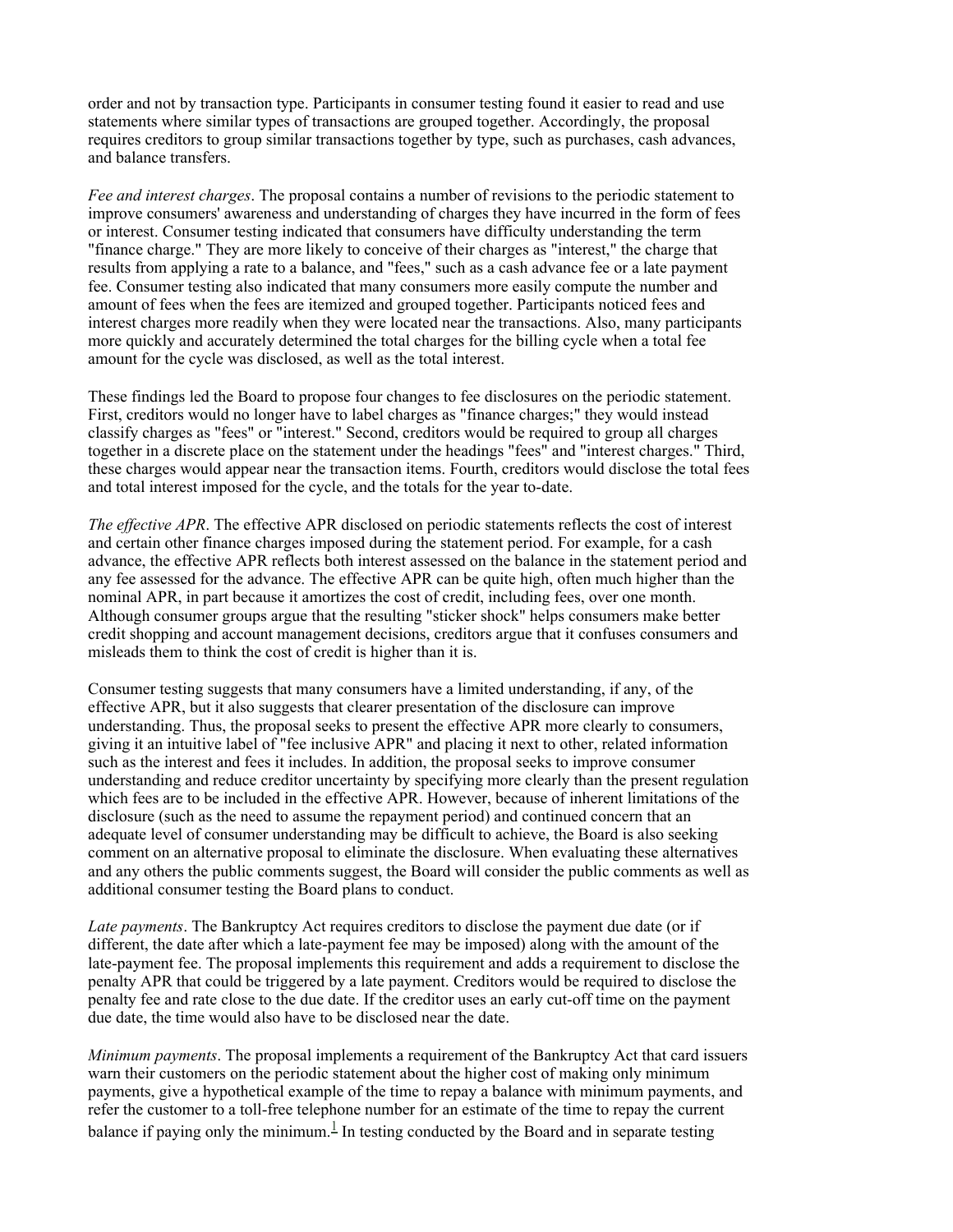order and not by transaction type. Participants in consumer testing found it easier to read and use statements where similar types of transactions are grouped together. Accordingly, the proposal requires creditors to group similar transactions together by type, such as purchases, cash advances, and balance transfers.

*Fee and interest charges*. The proposal contains a number of revisions to the periodic statement to improve consumers' awareness and understanding of charges they have incurred in the form of fees or interest. Consumer testing indicated that consumers have difficulty understanding the term "finance charge." They are more likely to conceive of their charges as "interest," the charge that results from applying a rate to a balance, and "fees," such as a cash advance fee or a late payment fee. Consumer testing also indicated that many consumers more easily compute the number and amount of fees when the fees are itemized and grouped together. Participants noticed fees and interest charges more readily when they were located near the transactions. Also, many participants more quickly and accurately determined the total charges for the billing cycle when a total fee amount for the cycle was disclosed, as well as the total interest.

These findings led the Board to propose four changes to fee disclosures on the periodic statement. First, creditors would no longer have to label charges as "finance charges;" they would instead classify charges as "fees" or "interest." Second, creditors would be required to group all charges together in a discrete place on the statement under the headings "fees" and "interest charges." Third, these charges would appear near the transaction items. Fourth, creditors would disclose the total fees and total interest imposed for the cycle, and the totals for the year to-date.

*The effective APR*. The effective APR disclosed on periodic statements reflects the cost of interest and certain other finance charges imposed during the statement period. For example, for a cash advance, the effective APR reflects both interest assessed on the balance in the statement period and any fee assessed for the advance. The effective APR can be quite high, often much higher than the nominal APR, in part because it amortizes the cost of credit, including fees, over one month. Although consumer groups argue that the resulting "sticker shock" helps consumers make better credit shopping and account management decisions, creditors argue that it confuses consumers and misleads them to think the cost of credit is higher than it is.

Consumer testing suggests that many consumers have a limited understanding, if any, of the effective APR, but it also suggests that clearer presentation of the disclosure can improve understanding. Thus, the proposal seeks to present the effective APR more clearly to consumers, giving it an intuitive label of "fee inclusive APR" and placing it next to other, related information such as the interest and fees it includes. In addition, the proposal seeks to improve consumer understanding and reduce creditor uncertainty by specifying more clearly than the present regulation which fees are to be included in the effective APR. However, because of inherent limitations of the disclosure (such as the need to assume the repayment period) and continued concern that an adequate level of consumer understanding may be difficult to achieve, the Board is also seeking comment on an alternative proposal to eliminate the disclosure. When evaluating these alternatives and any others the public comments suggest, the Board will consider the public comments as well as additional consumer testing the Board plans to conduct.

*Late payments*. The Bankruptcy Act requires creditors to disclose the payment due date (or if different, the date after which a late-payment fee may be imposed) along with the amount of the late-payment fee. The proposal implements this requirement and adds a requirement to disclose the penalty APR that could be triggered by a late payment. Creditors would be required to disclose the penalty fee and rate close to the due date. If the creditor uses an early cut-off time on the payment due date, the time would also have to be disclosed near the date.

*Minimum payments*. The proposal implements a requirement of the Bankruptcy Act that card issuers warn their customers on the periodic statement about the higher cost of making only minimum payments, give a hypothetical example of the time to repay a balance with minimum payments, and refer the customer to a toll-free telephone number for an estimate of the time to repay the current balance if paying only the minimum.[1] In testing conducted by the Board and in separate testing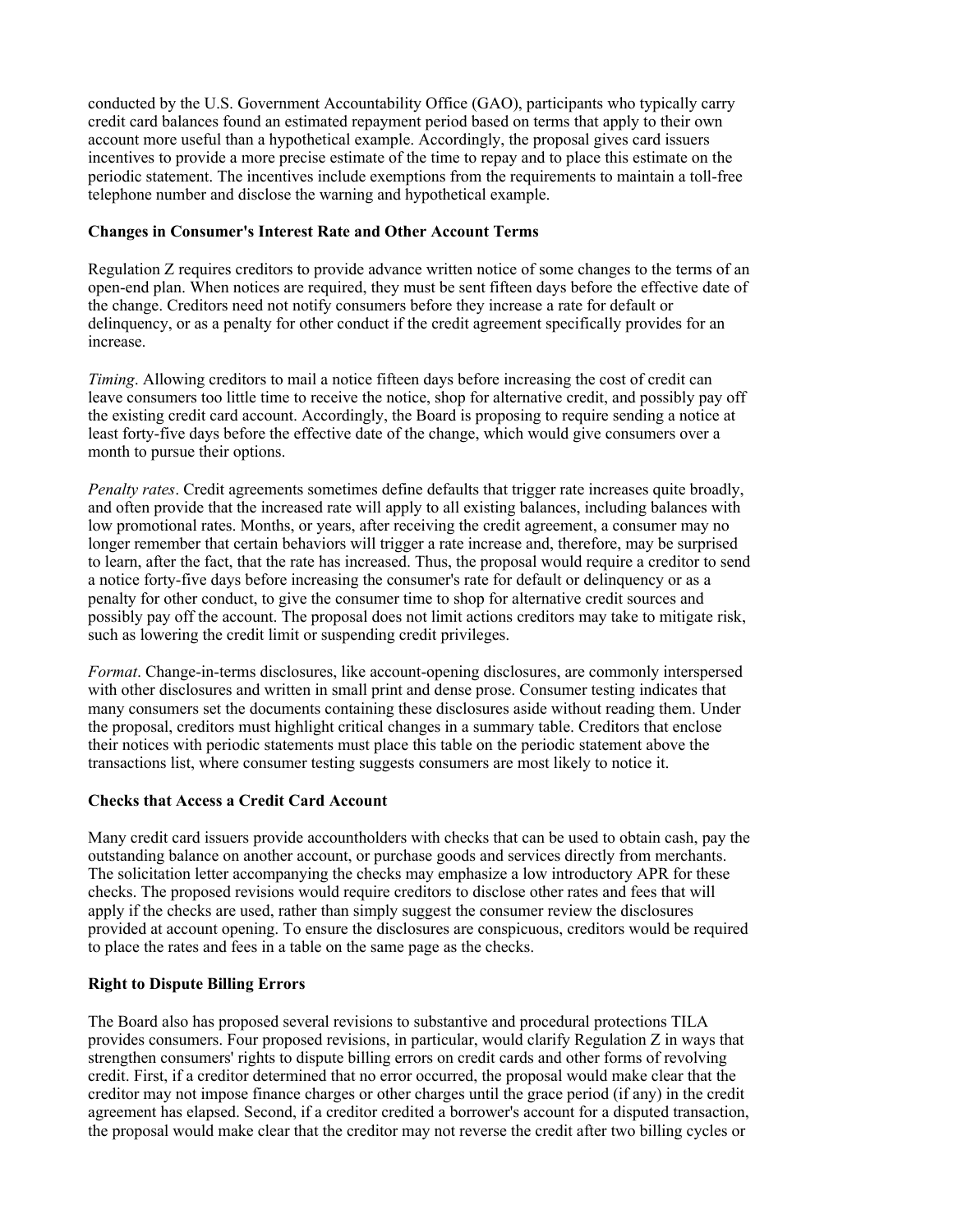conducted by the U.S. Government Accountability Office (GAO), participants who typically carry credit card balances found an estimated repayment period based on terms that apply to their own account more useful than a hypothetical example. Accordingly, the proposal gives card issuers incentives to provide a more precise estimate of the time to repay and to place this estimate on the periodic statement. The incentives include exemptions from the requirements to maintain a toll-free telephone number and disclose the warning and hypothetical example.

**Changes in Consumer's Interest Rate and Other Account Terms**

Regulation Z requires creditors to provide advance written notice of some changes to the terms of an open-end plan. When notices are required, they must be sent fifteen days before the effective date of the change. Creditors need not notify consumers before they increase a rate for default or delinquency, or as a penalty for other conduct if the credit agreement specifically provides for an increase.

*Timing*. Allowing creditors to mail a notice fifteen days before increasing the cost of credit can leave consumers too little time to receive the notice, shop for alternative credit, and possibly pay off the existing credit card account. Accordingly, the Board is proposing to require sending a notice at least forty-five days before the effective date of the change, which would give consumers over a month to pursue their options.

*Penalty rates*. Credit agreements sometimes define defaults that trigger rate increases quite broadly, and often provide that the increased rate will apply to all existing balances, including balances with low promotional rates. Months, or years, after receiving the credit agreement, a consumer may no longer remember that certain behaviors will trigger a rate increase and, therefore, may be surprised to learn, after the fact, that the rate has increased. Thus, the proposal would require a creditor to send a notice forty-five days before increasing the consumer's rate for default or delinquency or as a penalty for other conduct, to give the consumer time to shop for alternative credit sources and possibly pay off the account. The proposal does not limit actions creditors may take to mitigate risk, such as lowering the credit limit or suspending credit privileges.

*Format*. Change-in-terms disclosures, like account-opening disclosures, are commonly interspersed with other disclosures and written in small print and dense prose. Consumer testing indicates that many consumers set the documents containing these disclosures aside without reading them. Under the proposal, creditors must highlight critical changes in a summary table. Creditors that enclose their notices with periodic statements must place this table on the periodic statement above the transactions list, where consumer testing suggests consumers are most likely to notice it.

**Checks that Access a Credit Card Account**

Many credit card issuers provide accountholders with checks that can be used to obtain cash, pay the outstanding balance on another account, or purchase goods and services directly from merchants. The solicitation letter accompanying the checks may emphasize a low introductory APR for these checks. The proposed revisions would require creditors to disclose other rates and fees that will apply if the checks are used, rather than simply suggest the consumer review the disclosures provided at account opening. To ensure the disclosures are conspicuous, creditors would be required to place the rates and fees in a table on the same page as the checks.

**Right to Dispute Billing Errors**

The Board also has proposed several revisions to substantive and procedural protections TILA provides consumers. Four proposed revisions, in particular, would clarify Regulation Z in ways that strengthen consumers' rights to dispute billing errors on credit cards and other forms of revolving credit. First, if a creditor determined that no error occurred, the proposal would make clear that the creditor may not impose finance charges or other charges until the grace period (if any) in the credit agreement has elapsed. Second, if a creditor credited a borrower's account for a disputed transaction, the proposal would make clear that the creditor may not reverse the credit after two billing cycles or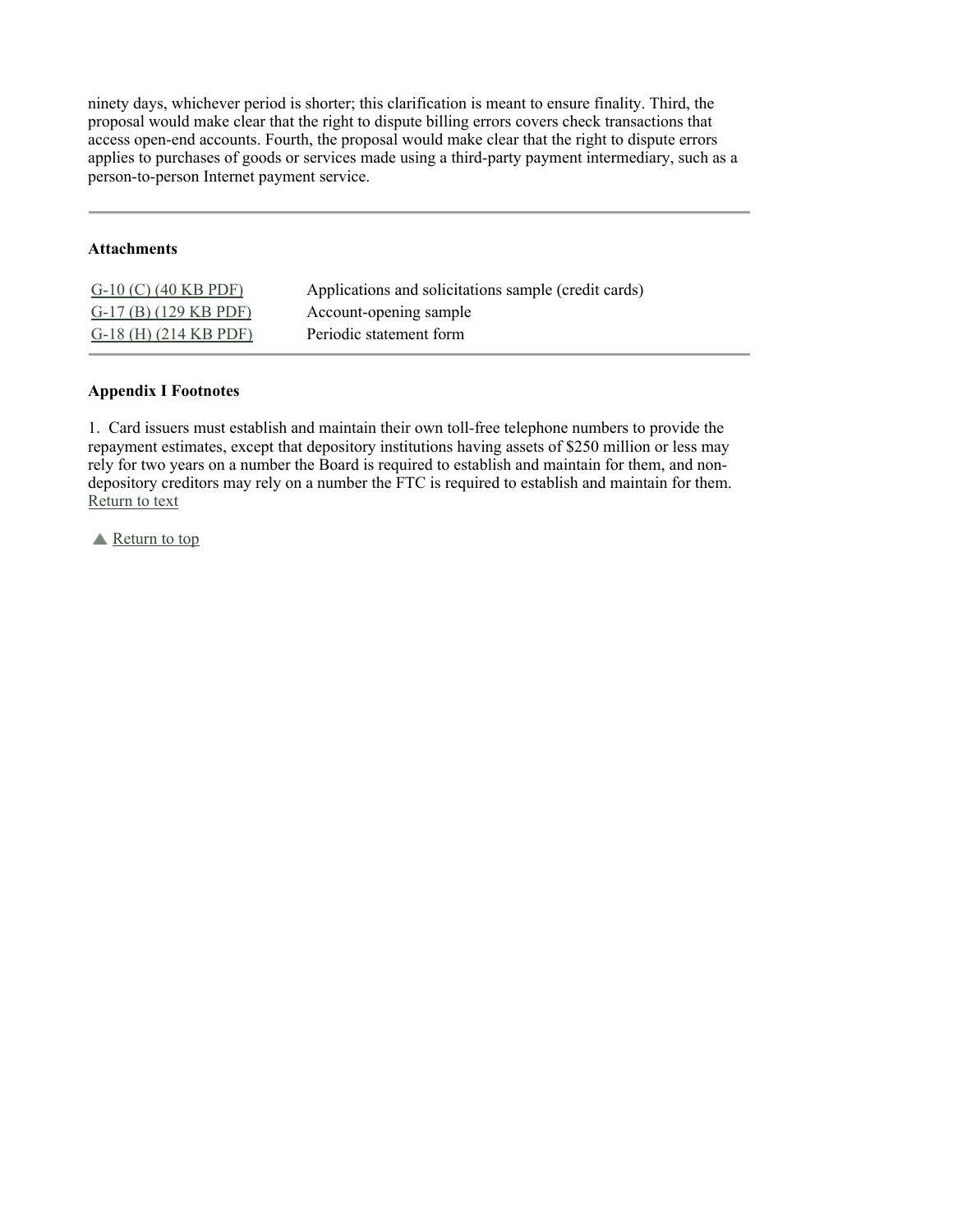ninety days, whichever period is shorter; this clarification is meant to ensure finality. Third, the proposal would make clear that the right to dispute billing errors covers check transactions that access open-end accounts. Fourth, the proposal would make clear that the right to dispute errors applies to purchases of goods or services made using a third-party payment intermediary, such as a person-to-person Internet payment service.

---

**Attachments**

| | |
|---|---|
| G-10 (C) (40 KB PDF) | Applications and solicitations sample (credit cards) |
| G-17 (B) (129 KB PDF) | Account-opening sample |
| G-18 (H) (214 KB PDF) | Periodic statement form |

---

**Appendix I Footnotes**

1. Card issuers must establish and maintain their own toll-free telephone numbers to provide the repayment estimates, except that depository institutions having assets of $250 million or less may rely for two years on a number the Board is required to establish and maintain for them, and non-depository creditors may rely on a number the FTC is required to establish and maintain for them. Return to text

▲ Return to top